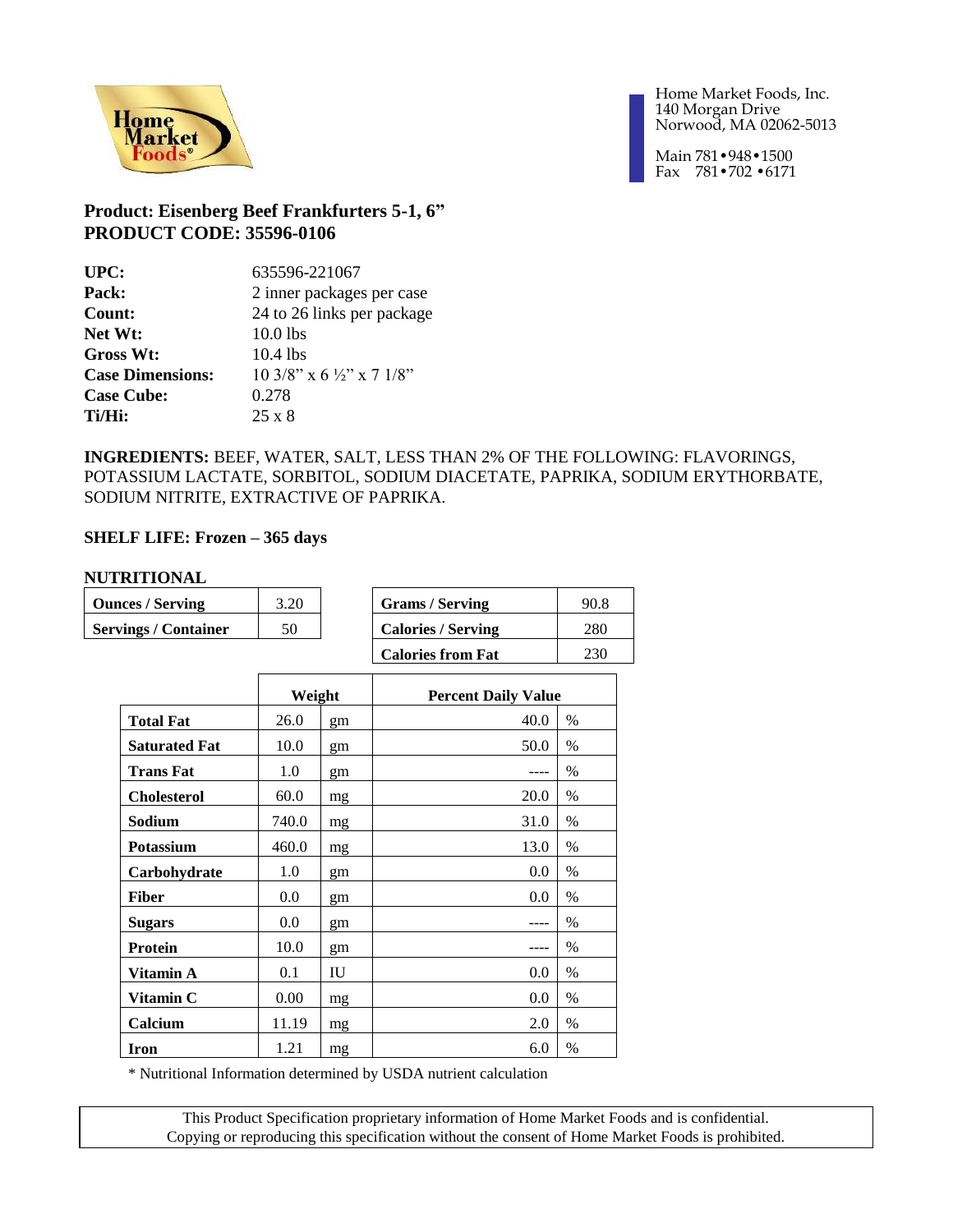Home Market Foods®

Home Market Foods, Inc.
140 Morgan Drive
Norwood, MA 02062-5013

Main 781•948•1500
Fax 781•702 •6171

## Product: Eisenberg Beef Frankfurters 5-1, 6"
## PRODUCT CODE: 35596-0106

| | |
|---|---|
| **UPC:** | 635596-221067 |
| **Pack:** | 2 inner packages per case |
| **Count:** | 24 to 26 links per package |
| **Net Wt:** | 10.0 lbs |
| **Gross Wt:** | 10.4 lbs |
| **Case Dimensions:** | 10 3/8" x 6 ½" x 7 1/8" |
| **Case Cube:** | 0.278 |
| **Ti/Hi:** | 25 x 8 |

**INGREDIENTS:** BEEF, WATER, SALT, LESS THAN 2% OF THE FOLLOWING: FLAVORINGS, POTASSIUM LACTATE, SORBITOL, SODIUM DIACETATE, PAPRIKA, SODIUM ERYTHORBATE, SODIUM NITRITE, EXTRACTIVE OF PAPRIKA.

**SHELF LIFE: Frozen – 365 days**

**NUTRITIONAL**

| | |
|---|---|
| **Ounces / Serving** | 3.20 |
| **Servings / Container** | 50 |

| | |
|---|---|
| **Grams / Serving** | 90.8 |
| **Calories / Serving** | 280 |
| **Calories from Fat** | 230 |

| | Weight | | Percent Daily Value | |
|---|---|---|---|---|
| **Total Fat** | 26.0 | gm | 40.0 | % |
| **Saturated Fat** | 10.0 | gm | 50.0 | % |
| **Trans Fat** | 1.0 | gm | ---- | % |
| **Cholesterol** | 60.0 | mg | 20.0 | % |
| **Sodium** | 740.0 | mg | 31.0 | % |
| **Potassium** | 460.0 | mg | 13.0 | % |
| **Carbohydrate** | 1.0 | gm | 0.0 | % |
| **Fiber** | 0.0 | gm | 0.0 | % |
| **Sugars** | 0.0 | gm | ---- | % |
| **Protein** | 10.0 | gm | ---- | % |
| **Vitamin A** | 0.1 | IU | 0.0 | % |
| **Vitamin C** | 0.00 | mg | 0.0 | % |
| **Calcium** | 11.19 | mg | 2.0 | % |
| **Iron** | 1.21 | mg | 6.0 | % |

* Nutritional Information determined by USDA nutrient calculation

This Product Specification proprietary information of Home Market Foods and is confidential.
Copying or reproducing this specification without the consent of Home Market Foods is prohibited.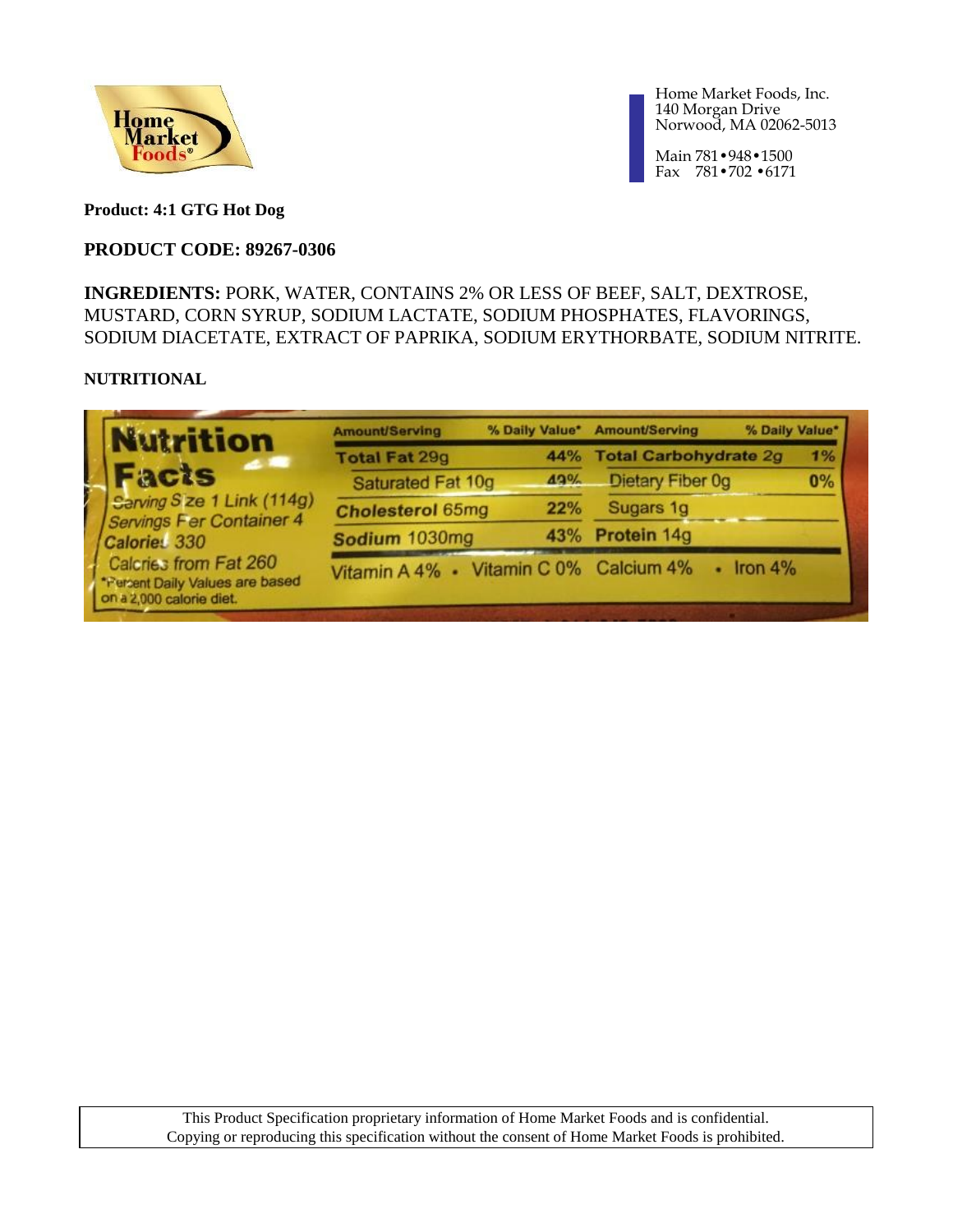Home Market Foods, Inc.
140 Morgan Drive
Norwood, MA 02062-5013

Main 781•948•1500
Fax 781•702 •6171

**Product: 4:1 GTG Hot Dog**

**PRODUCT CODE: 89267-0306**

**INGREDIENTS:** PORK, WATER, CONTAINS 2% OR LESS OF BEEF, SALT, DEXTROSE, MUSTARD, CORN SYRUP, SODIUM LACTATE, SODIUM PHOSPHATES, FLAVORINGS, SODIUM DIACETATE, EXTRACT OF PAPRIKA, SODIUM ERYTHORBATE, SODIUM NITRITE.

**NUTRITIONAL**

**Nutrition Facts**

Serving Size 1 Link (114g)
Servings Per Container 4
Calories 330
Calories from Fat 260
*Percent Daily Values are based on a 2,000 calorie diet.

| Amount/Serving | % Daily Value* | Amount/Serving | % Daily Value* |
|---|---|---|---|
| **Total Fat** 29g | **44%** | **Total Carbohydrate** 2g | **1%** |
| Saturated Fat 10g | **49%** | Dietary Fiber 0g | **0%** |
| **Cholesterol** 65mg | **22%** | Sugars 1g | |
| **Sodium** 1030mg | **43%** | **Protein** 14g | |

Vitamin A 4% • Vitamin C 0% Calcium 4% • Iron 4%

This Product Specification proprietary information of Home Market Foods and is confidential.
Copying or reproducing this specification without the consent of Home Market Foods is prohibited.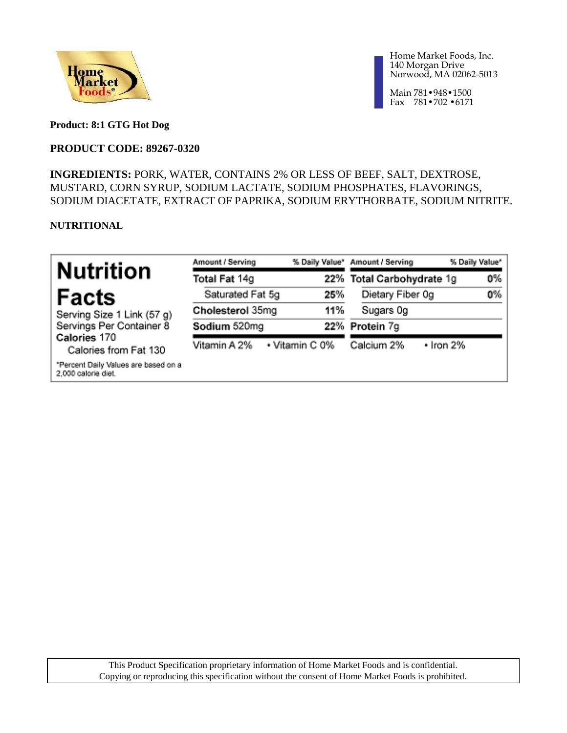Home Market Foods

Home Market Foods, Inc.
140 Morgan Drive
Norwood, MA 02062-5013

Main 781•948•1500
Fax 781•702 •6171

**Product: 8:1 GTG Hot Dog**

**PRODUCT CODE: 89267-0320**

**INGREDIENTS:** PORK, WATER, CONTAINS 2% OR LESS OF BEEF, SALT, DEXTROSE, MUSTARD, CORN SYRUP, SODIUM LACTATE, SODIUM PHOSPHATES, FLAVORINGS, SODIUM DIACETATE, EXTRACT OF PAPRIKA, SODIUM ERYTHORBATE, SODIUM NITRITE.

**NUTRITIONAL**

**Nutrition Facts**

Serving Size 1 Link (57 g)
Servings Per Container 8
**Calories** 170
Calories from Fat 130

*Percent Daily Values are based on a 2,000 calorie diet.

| Amount / Serving | % Daily Value* | Amount / Serving | % Daily Value* |
|---|---|---|---|
| **Total Fat** 14g | **22%** | **Total Carbohydrate** 1g | **0%** |
| Saturated Fat 5g | **25%** | Dietary Fiber 0g | **0%** |
| **Cholesterol** 35mg | **11%** | Sugars 0g | |
| **Sodium** 520mg | **22%** | **Protein** 7g | |
| Vitamin A 2% | • Vitamin C 0% | Calcium 2% | • Iron 2% |

This Product Specification proprietary information of Home Market Foods and is confidential.
Copying or reproducing this specification without the consent of Home Market Foods is prohibited.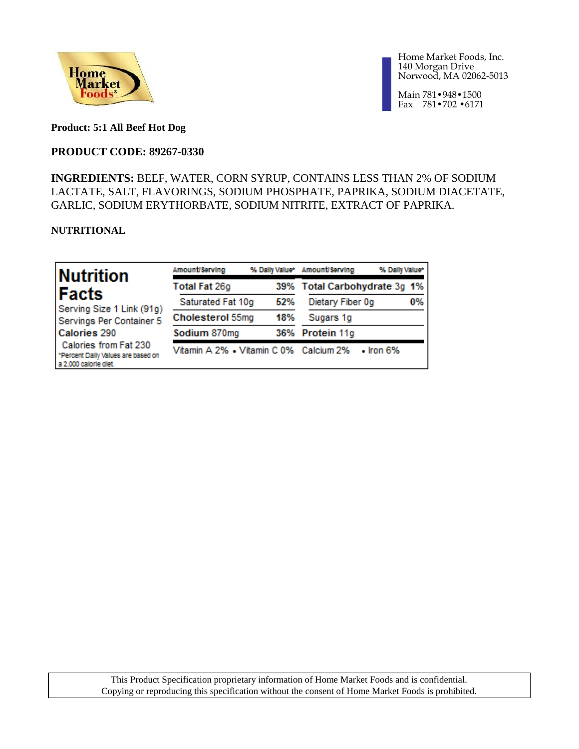Home Market Foods, Inc.
140 Morgan Drive
Norwood, MA 02062-5013

Main 781•948•1500
Fax 781•702 •6171

**Product: 5:1 All Beef Hot Dog**

**PRODUCT CODE: 89267-0330**

**INGREDIENTS:** BEEF, WATER, CORN SYRUP, CONTAINS LESS THAN 2% OF SODIUM LACTATE, SALT, FLAVORINGS, SODIUM PHOSPHATE, PAPRIKA, SODIUM DIACETATE, GARLIC, SODIUM ERYTHORBATE, SODIUM NITRITE, EXTRACT OF PAPRIKA.

**NUTRITIONAL**

| Nutrition Facts | Amount/Serving | % Daily Value* | Amount/Serving | % Daily Value* |
|---|---|---|---|---|
| Serving Size 1 Link (91g) | **Total Fat** 26g | **39%** | **Total Carbohydrate** 3g | **1%** |
| Servings Per Container 5 | Saturated Fat 10g | **52%** | Dietary Fiber 0g | **0%** |
| **Calories** 290 | **Cholesterol** 55mg | **18%** | Sugars 1g | |
| Calories from Fat 230 | **Sodium** 870mg | **36%** | **Protein** 11g | |
| *Percent Daily Values are based on a 2,000 calorie diet. | Vitamin A 2% • Vitamin C 0% | | Calcium 2% • Iron 6% | |

This Product Specification proprietary information of Home Market Foods and is confidential.
Copying or reproducing this specification without the consent of Home Market Foods is prohibited.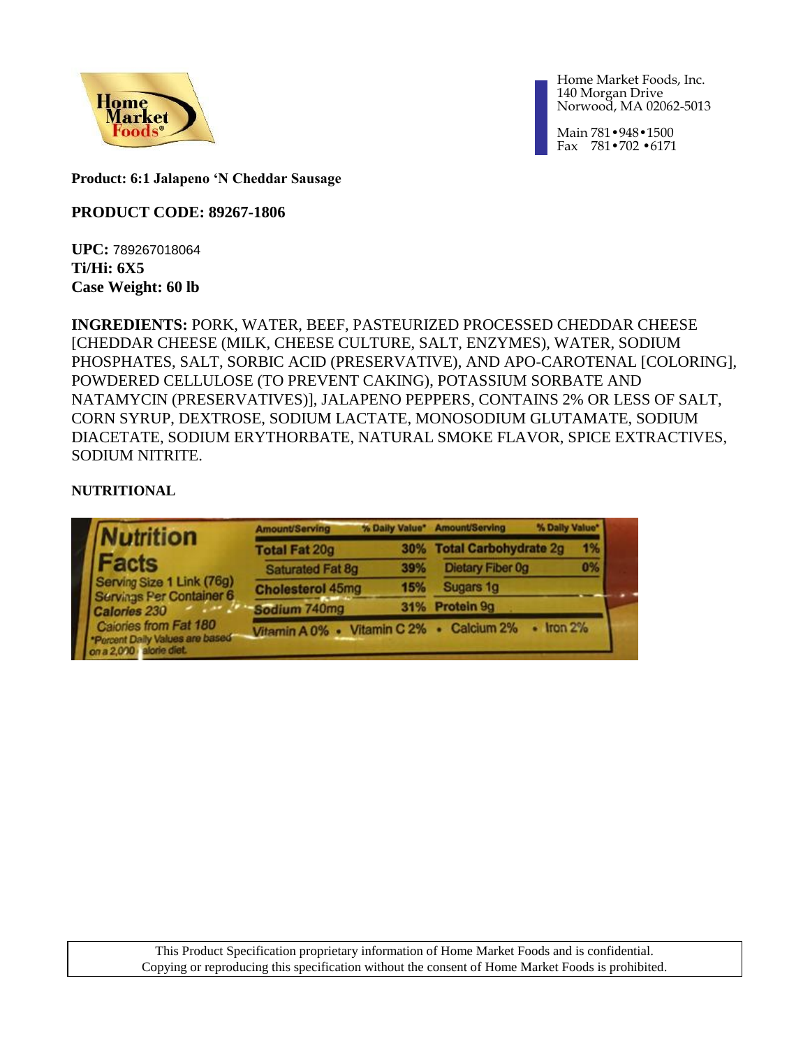Home Market Foods, Inc.
140 Morgan Drive
Norwood, MA 02062-5013

Main 781•948•1500
Fax 781•702 •6171

**Product: 6:1 Jalapeno 'N Cheddar Sausage**

**PRODUCT CODE: 89267-1806**

**UPC:** 789267018064
**Ti/Hi: 6X5**
**Case Weight: 60 lb**

**INGREDIENTS:** PORK, WATER, BEEF, PASTEURIZED PROCESSED CHEDDAR CHEESE [CHEDDAR CHEESE (MILK, CHEESE CULTURE, SALT, ENZYMES), WATER, SODIUM PHOSPHATES, SALT, SORBIC ACID (PRESERVATIVE), AND APO-CAROTENAL [COLORING], POWDERED CELLULOSE (TO PREVENT CAKING), POTASSIUM SORBATE AND NATAMYCIN (PRESERVATIVES)], JALAPENO PEPPERS, CONTAINS 2% OR LESS OF SALT, CORN SYRUP, DEXTROSE, SODIUM LACTATE, MONOSODIUM GLUTAMATE, SODIUM DIACETATE, SODIUM ERYTHORBATE, NATURAL SMOKE FLAVOR, SPICE EXTRACTIVES, SODIUM NITRITE.

**NUTRITIONAL**

**Nutrition Facts**
Serving Size 1 Link (76g)
Servings Per Container 6
Calories 230
Calories from Fat 180
*Percent Daily Values are based on a 2,000 calorie diet.

| Amount/Serving | % Daily Value* | Amount/Serving | % Daily Value* |
|---|---|---|---|
| Total Fat 20g | 30% | Total Carbohydrate 2g | 1% |
| Saturated Fat 8g | 39% | Dietary Fiber 0g | 0% |
| Cholesterol 45mg | 15% | Sugars 1g | |
| Sodium 740mg | 31% | Protein 9g | |

Vitamin A 0% • Vitamin C 2% • Calcium 2% • Iron 2%

This Product Specification proprietary information of Home Market Foods and is confidential.
Copying or reproducing this specification without the consent of Home Market Foods is prohibited.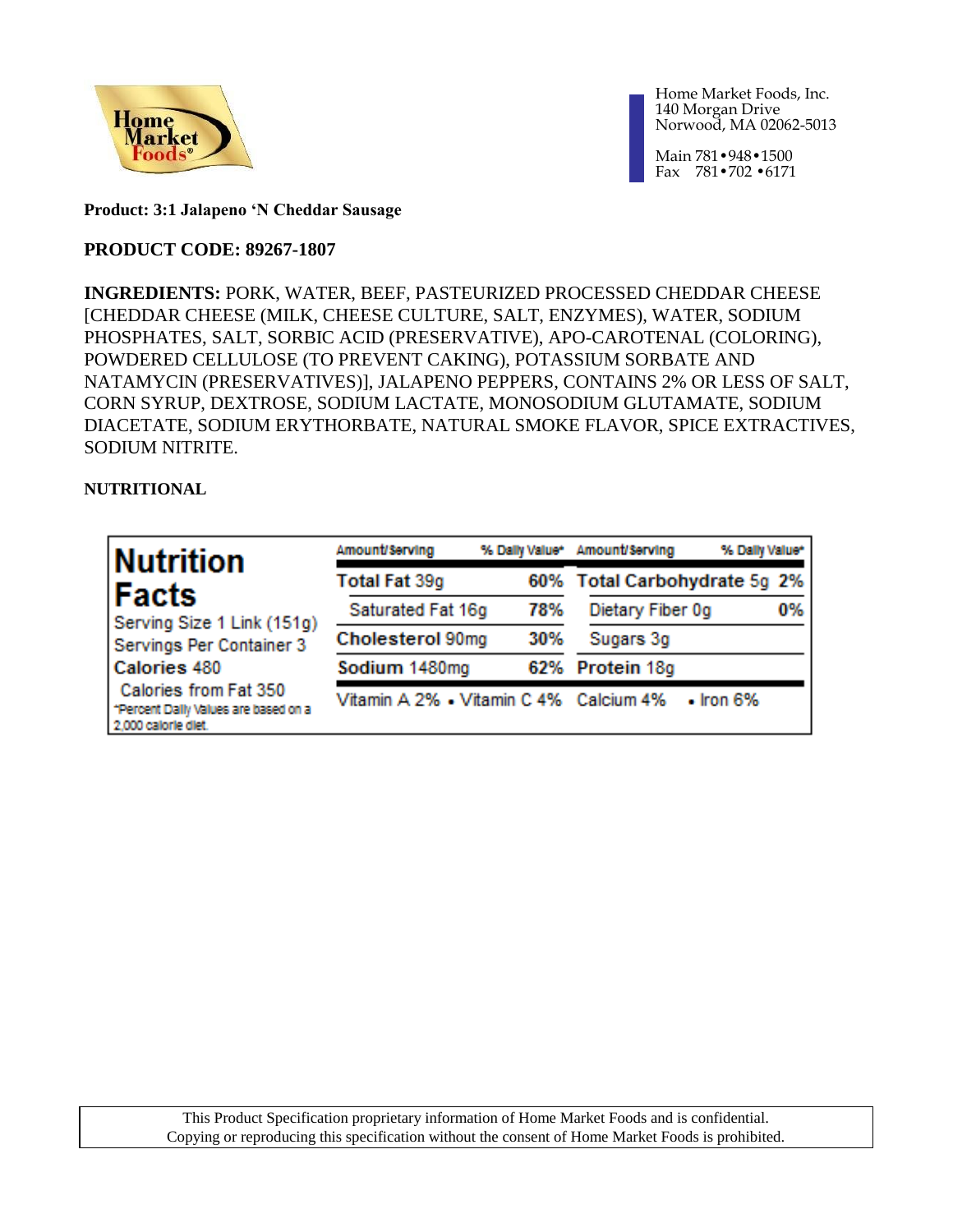Home Market Foods, Inc.
140 Morgan Drive
Norwood, MA 02062-5013

Main 781•948•1500
Fax 781•702 •6171

**Product: 3:1 Jalapeno 'N Cheddar Sausage**

**PRODUCT CODE: 89267-1807**

**INGREDIENTS:** PORK, WATER, BEEF, PASTEURIZED PROCESSED CHEDDAR CHEESE [CHEDDAR CHEESE (MILK, CHEESE CULTURE, SALT, ENZYMES), WATER, SODIUM PHOSPHATES, SALT, SORBIC ACID (PRESERVATIVE), APO-CAROTENAL (COLORING), POWDERED CELLULOSE (TO PREVENT CAKING), POTASSIUM SORBATE AND NATAMYCIN (PRESERVATIVES)], JALAPENO PEPPERS, CONTAINS 2% OR LESS OF SALT, CORN SYRUP, DEXTROSE, SODIUM LACTATE, MONOSODIUM GLUTAMATE, SODIUM DIACETATE, SODIUM ERYTHORBATE, NATURAL SMOKE FLAVOR, SPICE EXTRACTIVES, SODIUM NITRITE.

**NUTRITIONAL**

**Nutrition Facts**

Serving Size 1 Link (151g)
Servings Per Container 3
**Calories** 480
Calories from Fat 350
*Percent Daily Values are based on a 2,000 calorie diet.

| Amount/Serving | % Daily Value* | Amount/Serving | % Daily Value* |
|---|---|---|---|
| **Total Fat** 39g | **60%** | **Total Carbohydrate** 5g | **2%** |
| Saturated Fat 16g | **78%** | Dietary Fiber 0g | **0%** |
| **Cholesterol** 90mg | **30%** | Sugars 3g | |
| **Sodium** 1480mg | **62%** | **Protein** 18g | |

Vitamin A 2% • Vitamin C 4% Calcium 4% • Iron 6%

This Product Specification proprietary information of Home Market Foods and is confidential.
Copying or reproducing this specification without the consent of Home Market Foods is prohibited.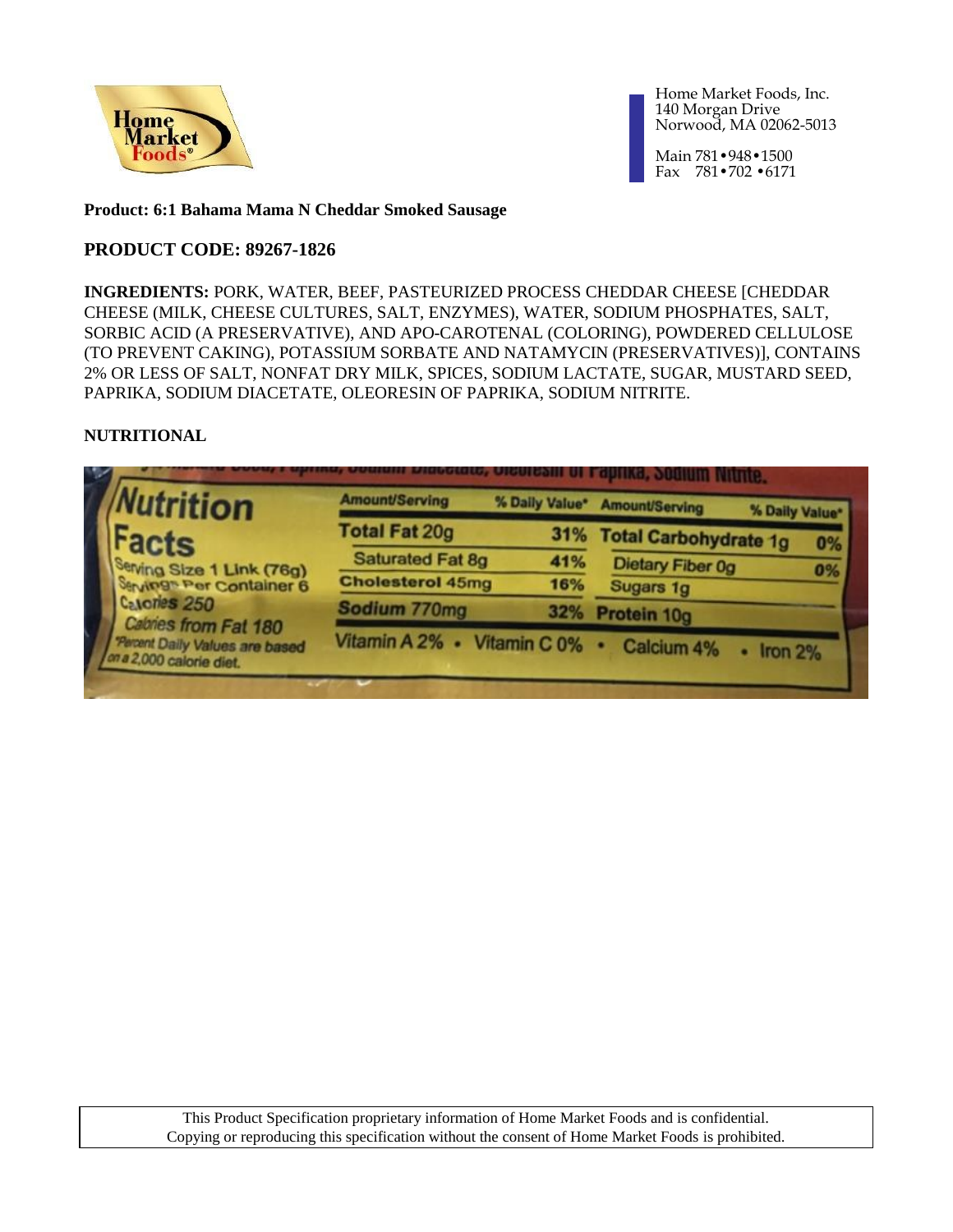Home Market Foods, Inc.
140 Morgan Drive
Norwood, MA 02062-5013

Main 781•948•1500
Fax 781•702 •6171

**Product: 6:1 Bahama Mama N Cheddar Smoked Sausage**

## PRODUCT CODE: 89267-1826

**INGREDIENTS:** PORK, WATER, BEEF, PASTEURIZED PROCESS CHEDDAR CHEESE [CHEDDAR CHEESE (MILK, CHEESE CULTURES, SALT, ENZYMES), WATER, SODIUM PHOSPHATES, SALT, SORBIC ACID (A PRESERVATIVE), AND APO-CAROTENAL (COLORING), POWDERED CELLULOSE (TO PREVENT CAKING), POTASSIUM SORBATE AND NATAMYCIN (PRESERVATIVES)], CONTAINS 2% OR LESS OF SALT, NONFAT DRY MILK, SPICES, SODIUM LACTATE, SUGAR, MUSTARD SEED, PAPRIKA, SODIUM DIACETATE, OLEORESIN OF PAPRIKA, SODIUM NITRITE.

**NUTRITIONAL**

**Nutrition Facts**

Serving Size 1 Link (76g)
Servings Per Container 6
Calories 250
Calories from Fat 180

| Amount/Serving | % Daily Value* | Amount/Serving | % Daily Value* |
|---|---|---|---|
| Total Fat 20g | 31% | Total Carbohydrate 1g | 0% |
| Saturated Fat 8g | 41% | Dietary Fiber 0g | 0% |
| Cholesterol 45mg | 16% | Sugars 1g | |
| Sodium 770mg | 32% | Protein 10g | |

Vitamin A 2% • Vitamin C 0% • Calcium 4% • Iron 2%

*Percent Daily Values are based on a 2,000 calorie diet.

This Product Specification proprietary information of Home Market Foods and is confidential. Copying or reproducing this specification without the consent of Home Market Foods is prohibited.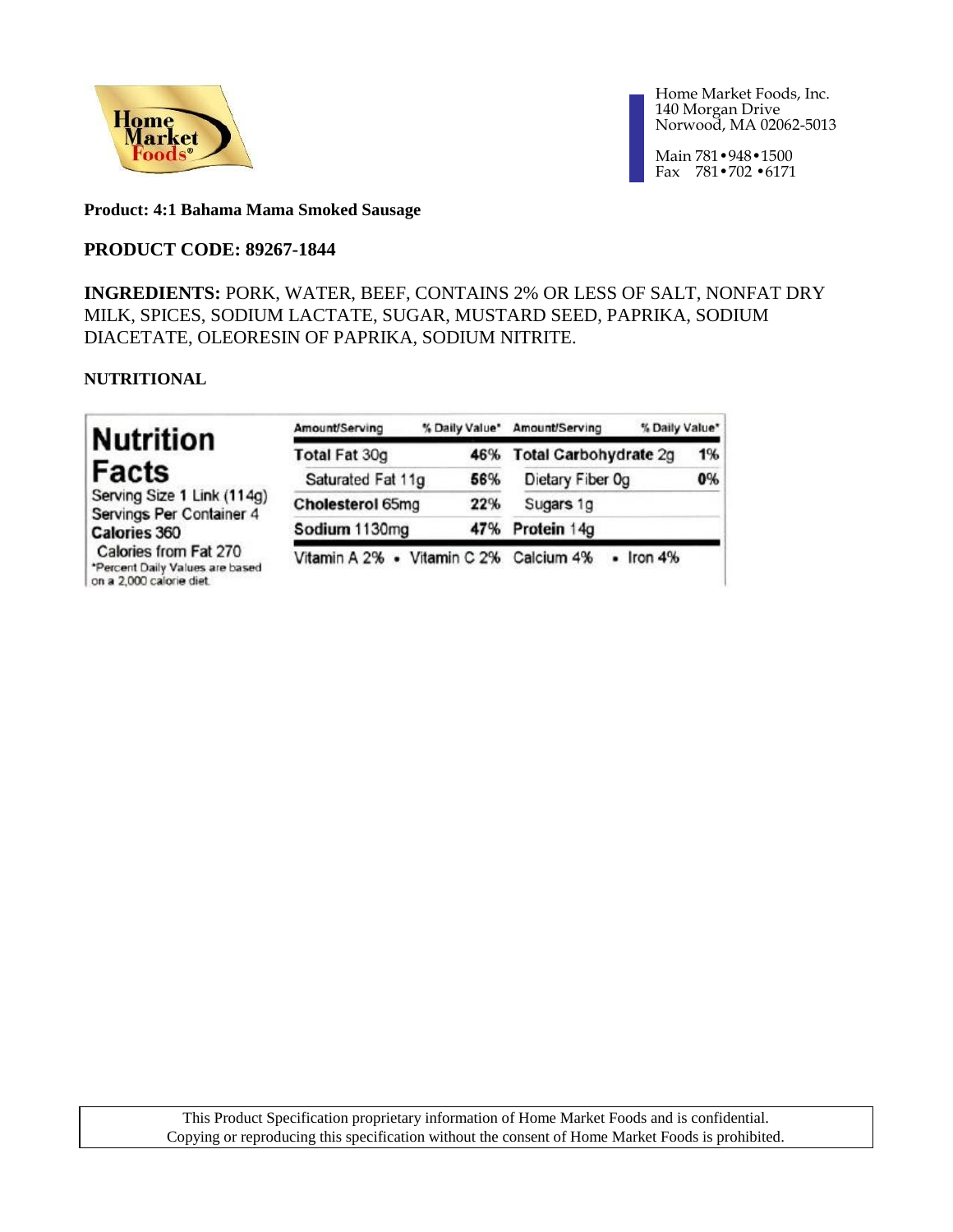Home Market Foods, Inc.
140 Morgan Drive
Norwood, MA 02062-5013

Main 781•948•1500
Fax 781•702 •6171

**Product: 4:1 Bahama Mama Smoked Sausage**

**PRODUCT CODE: 89267-1844**

**INGREDIENTS:** PORK, WATER, BEEF, CONTAINS 2% OR LESS OF SALT, NONFAT DRY MILK, SPICES, SODIUM LACTATE, SUGAR, MUSTARD SEED, PAPRIKA, SODIUM DIACETATE, OLEORESIN OF PAPRIKA, SODIUM NITRITE.

**NUTRITIONAL**

**Nutrition Facts**

Serving Size 1 Link (114g)
Servings Per Container 4
Calories 360
Calories from Fat 270
*Percent Daily Values are based on a 2,000 calorie diet

| Amount/Serving | % Daily Value* | Amount/Serving | % Daily Value* |
|---|---|---|---|
| **Total Fat** 30g | **46%** | **Total Carbohydrate** 2g | **1%** |
| Saturated Fat 11g | **56%** | Dietary Fiber 0g | **0%** |
| **Cholesterol** 65mg | **22%** | Sugars 1g | |
| **Sodium** 1130mg | **47%** | **Protein** 14g | |

Vitamin A 2% • Vitamin C 2% Calcium 4% • Iron 4%

This Product Specification proprietary information of Home Market Foods and is confidential.
Copying or reproducing this specification without the consent of Home Market Foods is prohibited.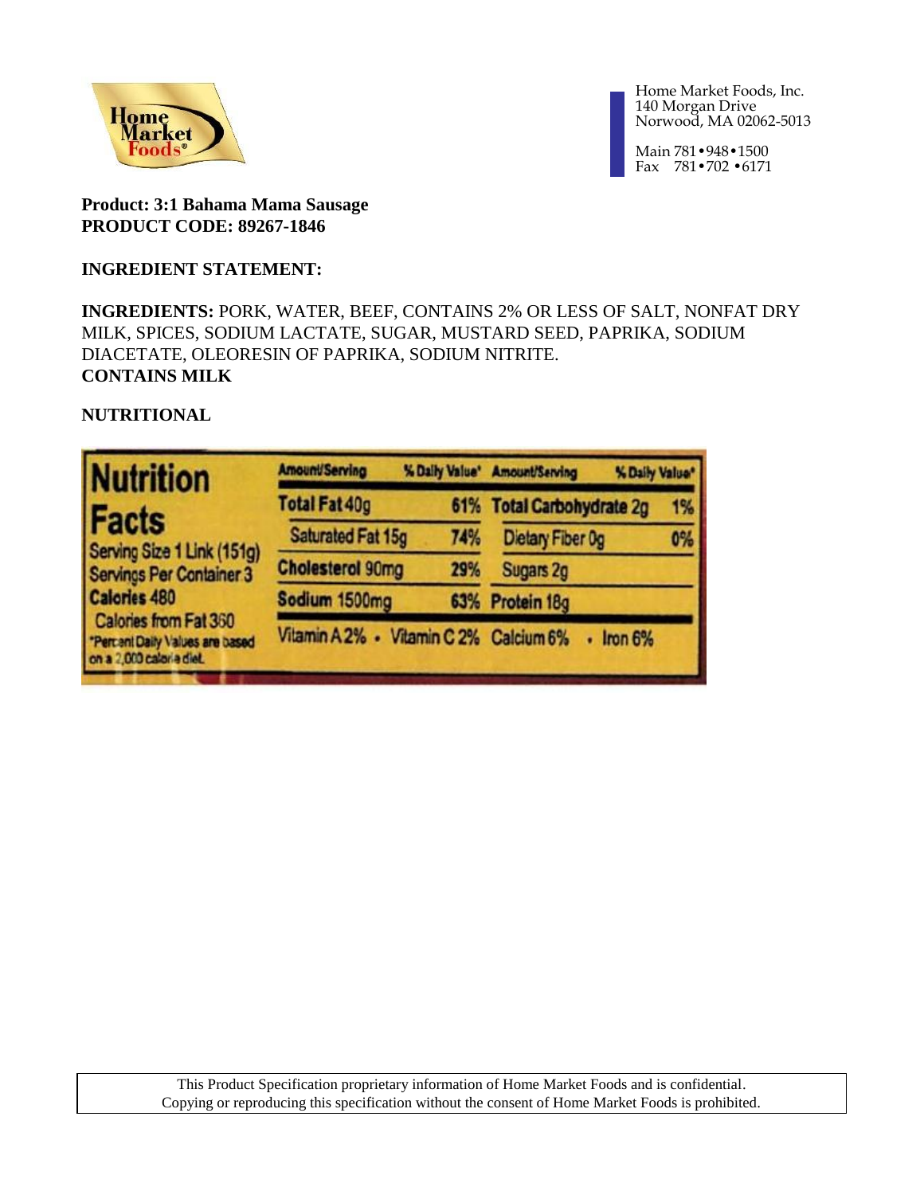Home Market Foods, Inc.
140 Morgan Drive
Norwood, MA 02062-5013

Main 781•948•1500
Fax 781•702 •6171

**Product: 3:1 Bahama Mama Sausage**
**PRODUCT CODE: 89267-1846**

**INGREDIENT STATEMENT:**

**INGREDIENTS:** PORK, WATER, BEEF, CONTAINS 2% OR LESS OF SALT, NONFAT DRY MILK, SPICES, SODIUM LACTATE, SUGAR, MUSTARD SEED, PAPRIKA, SODIUM DIACETATE, OLEORESIN OF PAPRIKA, SODIUM NITRITE.
**CONTAINS MILK**

**NUTRITIONAL**

**Nutrition Facts**
Serving Size 1 Link (151g)
Servings Per Container 3
Calories 480
Calories from Fat 360
*Percent Daily Values are based on a 2,000 calorie diet.

| Amount/Serving | % Daily Value* | Amount/Serving | % Daily Value* |
|---|---|---|---|
| Total Fat 40g | 61% | Total Carbohydrate 2g | 1% |
| Saturated Fat 15g | 74% | Dietary Fiber 0g | 0% |
| Cholesterol 90mg | 29% | Sugars 2g | |
| Sodium 1500mg | 63% | Protein 18g | |

Vitamin A 2% • Vitamin C 2% Calcium 6% • Iron 6%

This Product Specification proprietary information of Home Market Foods and is confidential.
Copying or reproducing this specification without the consent of Home Market Foods is prohibited.